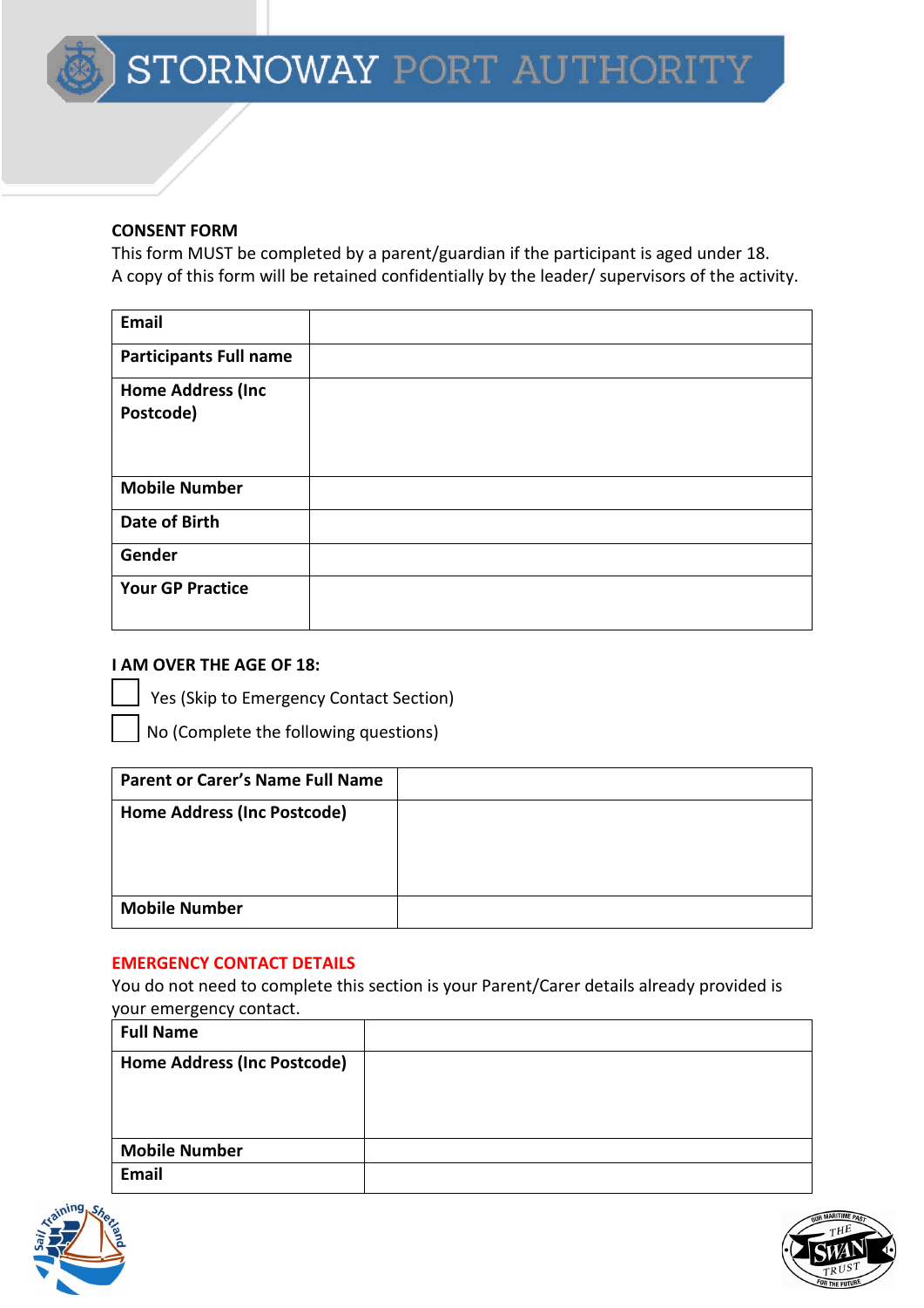STORNOWAY PORT AUTHORITY

**CONSENT FORM**

This form MUST be completed by a parent/guardian if the participant is aged under 18.
A copy of this form will be retained confidentially by the leader/ supervisors of the activity.

| **Email** | |
|---|---|
| **Participants Full name** | |
| **Home Address (Inc Postcode)** | |
| **Mobile Number** | |
| **Date of Birth** | |
| **Gender** | |
| **Your GP Practice** | |

**I AM OVER THE AGE OF 18:**

☐ Yes (Skip to Emergency Contact Section)

☐ No (Complete the following questions)

| **Parent or Carer's Name Full Name** | |
|---|---|
| **Home Address (Inc Postcode)** | |
| **Mobile Number** | |

**EMERGENCY CONTACT DETAILS**

You do not need to complete this section is your Parent/Carer details already provided is your emergency contact.

| **Full Name** | |
|---|---|
| **Home Address (Inc Postcode)** | |
| **Mobile Number** | |
| **Email** | |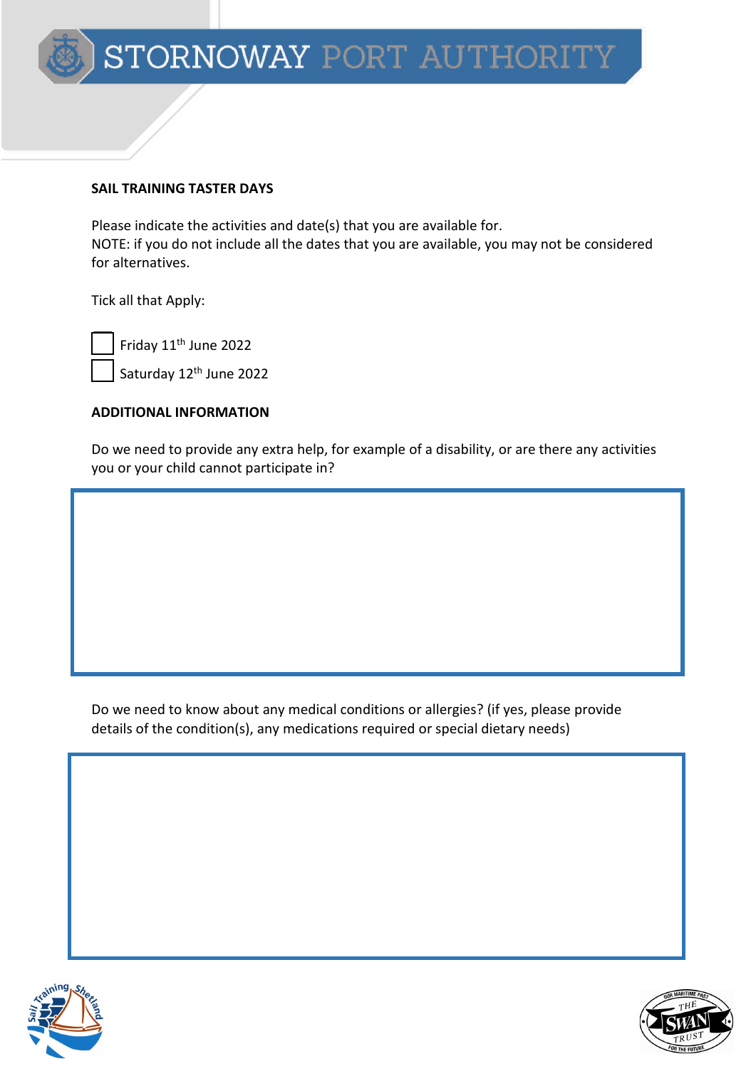**SAIL TRAINING TASTER DAYS**

Please indicate the activities and date(s) that you are available for.
NOTE: if you do not include all the dates that you are available, you may not be considered for alternatives.

Tick all that Apply:

☐ Friday 11th June 2022

☐ Saturday 12th June 2022

**ADDITIONAL INFORMATION**

Do we need to provide any extra help, for example of a disability, or are there any activities you or your child cannot participate in?

Do we need to know about any medical conditions or allergies? (if yes, please provide details of the condition(s), any medications required or special dietary needs)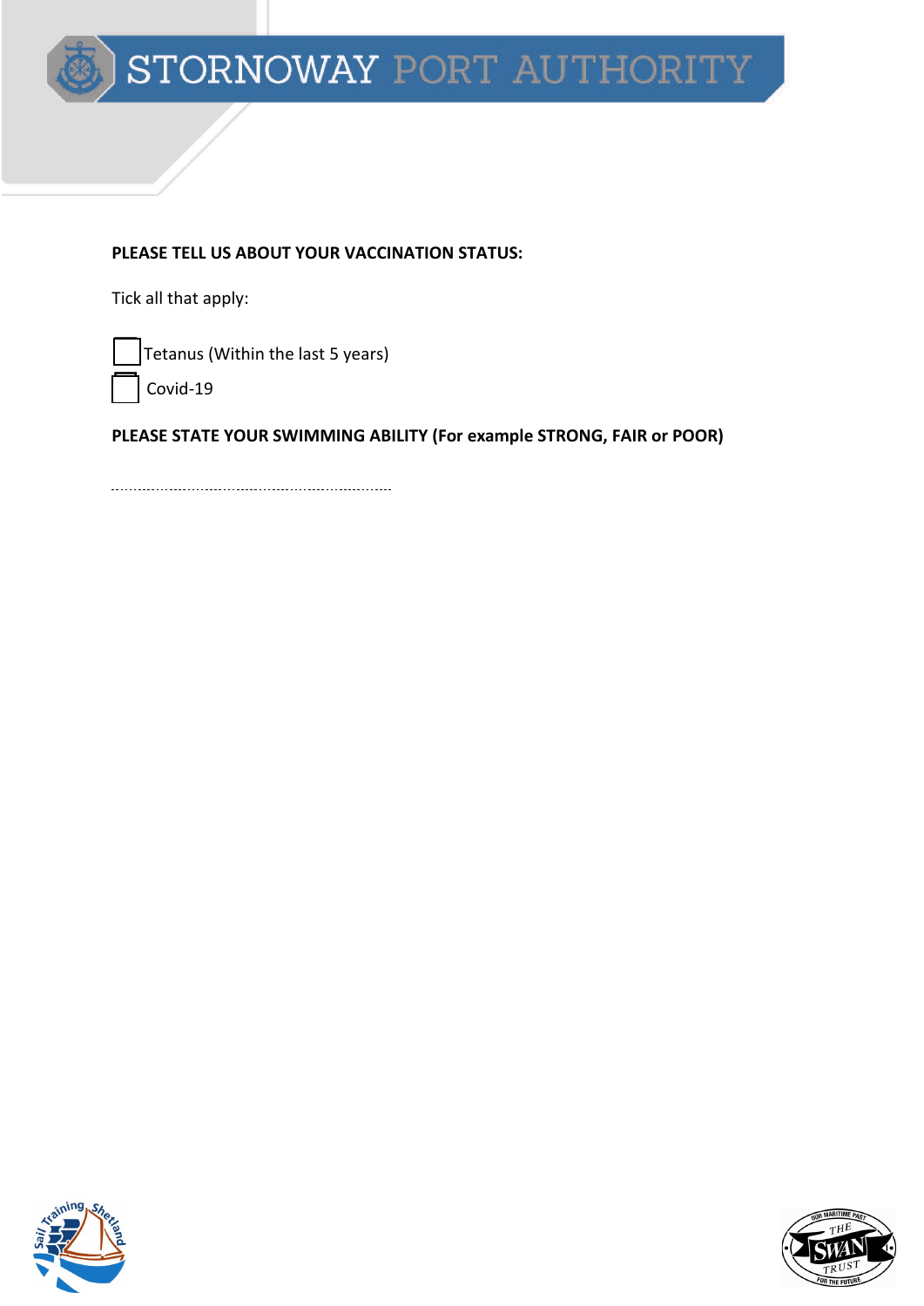**PLEASE TELL US ABOUT YOUR VACCINATION STATUS:**

Tick all that apply:

☐ Tetanus (Within the last 5 years)

☐ Covid-19

**PLEASE STATE YOUR SWIMMING ABILITY (For example STRONG, FAIR or POOR)**

.......................................................................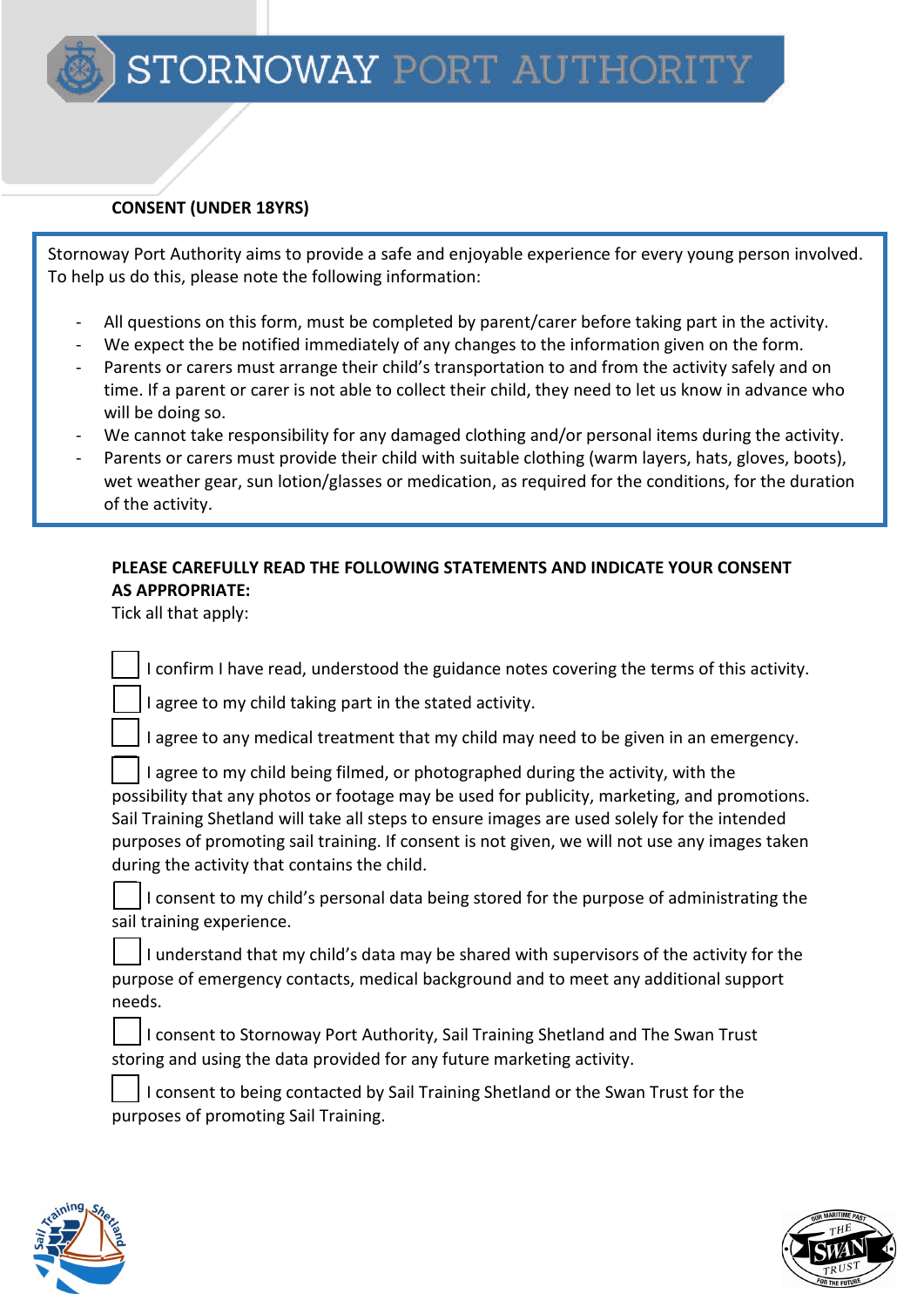STORNOWAY PORT AUTHORITY

**CONSENT (UNDER 18YRS)**

Stornoway Port Authority aims to provide a safe and enjoyable experience for every young person involved. To help us do this, please note the following information:

- All questions on this form, must be completed by parent/carer before taking part in the activity.
- We expect the be notified immediately of any changes to the information given on the form.
- Parents or carers must arrange their child's transportation to and from the activity safely and on time. If a parent or carer is not able to collect their child, they need to let us know in advance who will be doing so.
- We cannot take responsibility for any damaged clothing and/or personal items during the activity.
- Parents or carers must provide their child with suitable clothing (warm layers, hats, gloves, boots), wet weather gear, sun lotion/glasses or medication, as required for the conditions, for the duration of the activity.

**PLEASE CAREFULLY READ THE FOLLOWING STATEMENTS AND INDICATE YOUR CONSENT AS APPROPRIATE:**

Tick all that apply:

☐ I confirm I have read, understood the guidance notes covering the terms of this activity.

☐ I agree to my child taking part in the stated activity.

☐ I agree to any medical treatment that my child may need to be given in an emergency.

☐ I agree to my child being filmed, or photographed during the activity, with the possibility that any photos or footage may be used for publicity, marketing, and promotions. Sail Training Shetland will take all steps to ensure images are used solely for the intended purposes of promoting sail training. If consent is not given, we will not use any images taken during the activity that contains the child.

☐ I consent to my child's personal data being stored for the purpose of administrating the sail training experience.

☐ I understand that my child's data may be shared with supervisors of the activity for the purpose of emergency contacts, medical background and to meet any additional support needs.

☐ I consent to Stornoway Port Authority, Sail Training Shetland and The Swan Trust storing and using the data provided for any future marketing activity.

☐ I consent to being contacted by Sail Training Shetland or the Swan Trust for the purposes of promoting Sail Training.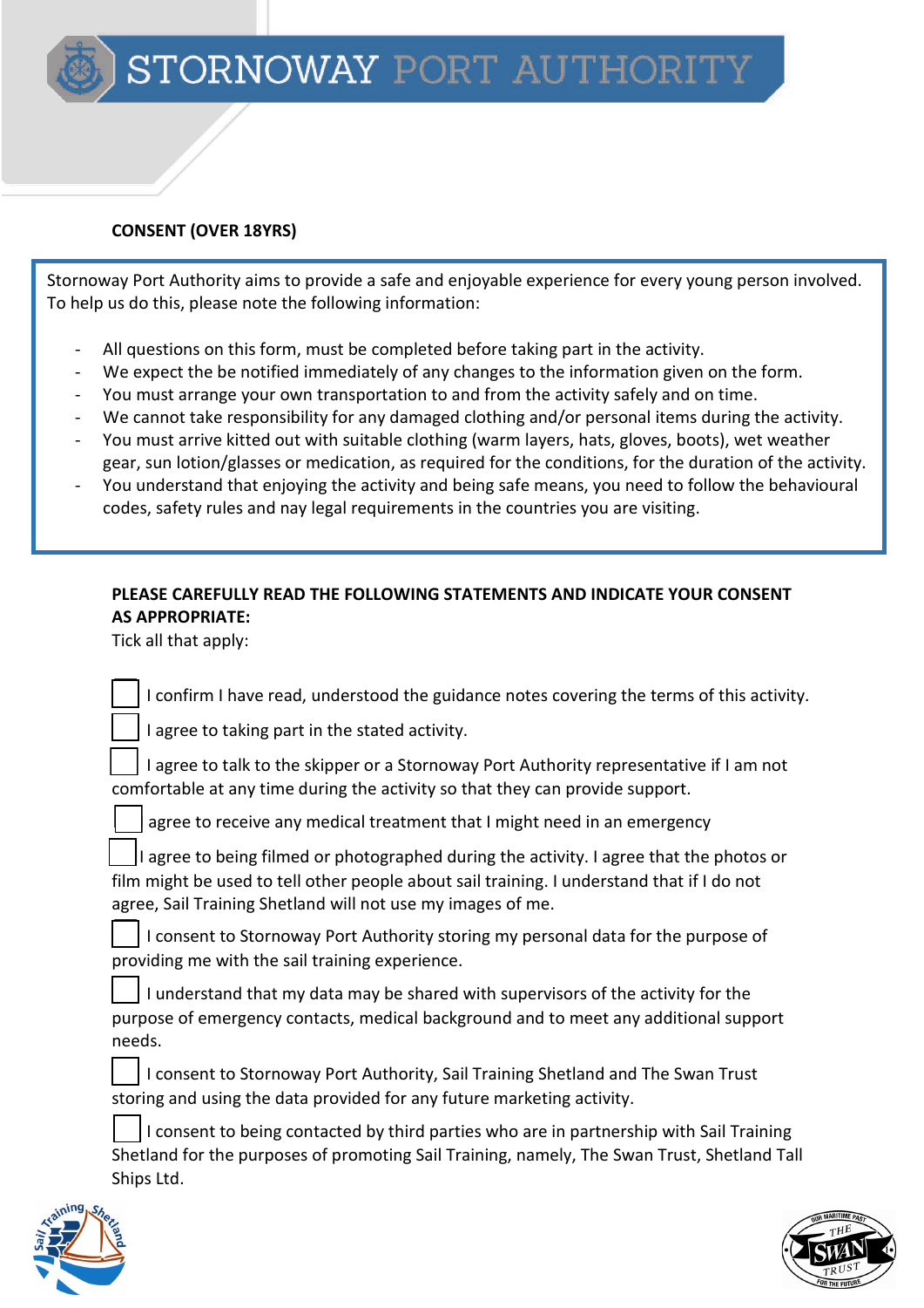# STORNOWAY PORT AUTHORITY

**CONSENT (OVER 18YRS)**

Stornoway Port Authority aims to provide a safe and enjoyable experience for every young person involved. To help us do this, please note the following information:

- All questions on this form, must be completed before taking part in the activity.
- We expect the be notified immediately of any changes to the information given on the form.
- You must arrange your own transportation to and from the activity safely and on time.
- We cannot take responsibility for any damaged clothing and/or personal items during the activity.
- You must arrive kitted out with suitable clothing (warm layers, hats, gloves, boots), wet weather gear, sun lotion/glasses or medication, as required for the conditions, for the duration of the activity.
- You understand that enjoying the activity and being safe means, you need to follow the behavioural codes, safety rules and nay legal requirements in the countries you are visiting.

**PLEASE CAREFULLY READ THE FOLLOWING STATEMENTS AND INDICATE YOUR CONSENT AS APPROPRIATE:**

Tick all that apply:

- [ ] I confirm I have read, understood the guidance notes covering the terms of this activity.
- [ ] I agree to taking part in the stated activity.
- [ ] I agree to talk to the skipper or a Stornoway Port Authority representative if I am not comfortable at any time during the activity so that they can provide support.
- [ ] agree to receive any medical treatment that I might need in an emergency
- [ ] I agree to being filmed or photographed during the activity. I agree that the photos or film might be used to tell other people about sail training. I understand that if I do not agree, Sail Training Shetland will not use my images of me.
- [ ] I consent to Stornoway Port Authority storing my personal data for the purpose of providing me with the sail training experience.
- [ ] I understand that my data may be shared with supervisors of the activity for the purpose of emergency contacts, medical background and to meet any additional support needs.
- [ ] I consent to Stornoway Port Authority, Sail Training Shetland and The Swan Trust storing and using the data provided for any future marketing activity.
- [ ] I consent to being contacted by third parties who are in partnership with Sail Training Shetland for the purposes of promoting Sail Training, namely, The Swan Trust, Shetland Tall Ships Ltd.